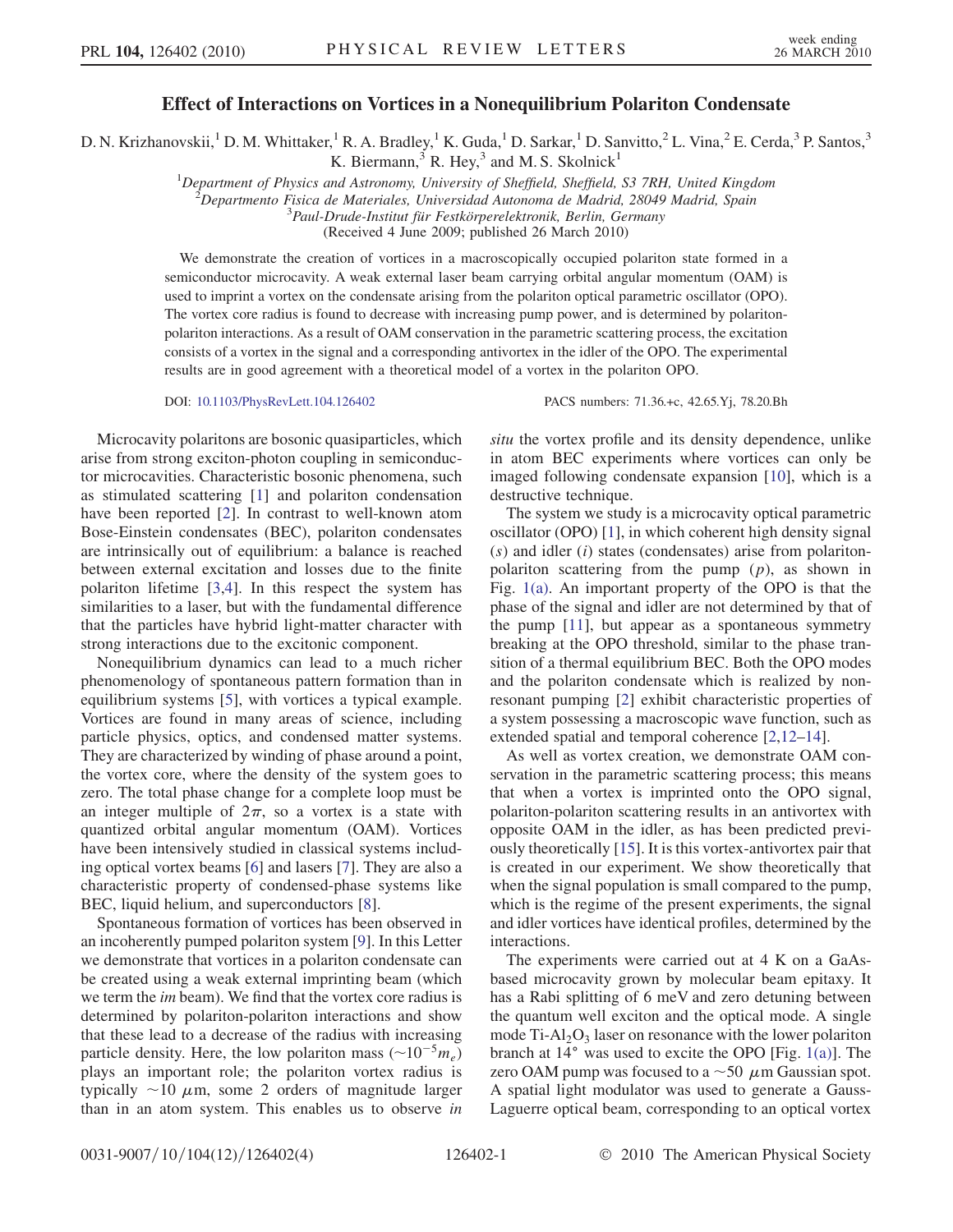# Effect of Interactions on Vortices in a Nonequilibrium Polariton Condensate

D. N. Krizhanovskii,[1] D. M. Whittaker,[1] R. A. Bradley,[1] K. Guda,[1] D. Sarkar,[1] D. Sanvitto,[2] L. Vina,[2] E. Cerda,[3] P. Santos,[3] K. Biermann,[3] R. Hey,[3] and M. S. Skolnick[1]

[1]*Department of Physics and Astronomy, University of Sheffield, Sheffield, S3 7RH, United Kingdom*
[2]*Departmento Fisica de Materiales, Universidad Autonoma de Madrid, 28049 Madrid, Spain*
[3]*Paul-Drude-Institut für Festkörperelektronik, Berlin, Germany*

(Received 4 June 2009; published 26 March 2010)

We demonstrate the creation of vortices in a macroscopically occupied polariton state formed in a semiconductor microcavity. A weak external laser beam carrying orbital angular momentum (OAM) is used to imprint a vortex on the condensate arising from the polariton optical parametric oscillator (OPO). The vortex core radius is found to decrease with increasing pump power, and is determined by polariton-polariton interactions. As a result of OAM conservation in the parametric scattering process, the excitation consists of a vortex in the signal and a corresponding antivortex in the idler of the OPO. The experimental results are in good agreement with a theoretical model of a vortex in the polariton OPO.

DOI: 10.1103/PhysRevLett.104.126402 PACS numbers: 71.36.+c, 42.65.Yj, 78.20.Bh

Microcavity polaritons are bosonic quasiparticles, which arise from strong exciton-photon coupling in semiconductor microcavities. Characteristic bosonic phenomena, such as stimulated scattering [1] and polariton condensation have been reported [2]. In contrast to well-known atom Bose-Einstein condensates (BEC), polariton condensates are intrinsically out of equilibrium: a balance is reached between external excitation and losses due to the finite polariton lifetime [3,4]. In this respect the system has similarities to a laser, but with the fundamental difference that the particles have hybrid light-matter character with strong interactions due to the excitonic component.

Nonequilibrium dynamics can lead to a much richer phenomenology of spontaneous pattern formation than in equilibrium systems [5], with vortices a typical example. Vortices are found in many areas of science, including particle physics, optics, and condensed matter systems. They are characterized by winding of phase around a point, the vortex core, where the density of the system goes to zero. The total phase change for a complete loop must be an integer multiple of $2\pi$, so a vortex is a state with quantized orbital angular momentum (OAM). Vortices have been intensively studied in classical systems including optical vortex beams [6] and lasers [7]. They are also a characteristic property of condensed-phase systems like BEC, liquid helium, and superconductors [8].

Spontaneous formation of vortices has been observed in an incoherently pumped polariton system [9]. In this Letter we demonstrate that vortices in a polariton condensate can be created using a weak external imprinting beam (which we term the *im* beam). We find that the vortex core radius is determined by polariton-polariton interactions and show that these lead to a decrease of the radius with increasing particle density. Here, the low polariton mass ($\sim 10^{-5} m_e$) plays an important role; the polariton vortex radius is typically $\sim 10$ $\mu$m, some 2 orders of magnitude larger than in an atom system. This enables us to observe *in situ* the vortex profile and its density dependence, unlike in atom BEC experiments where vortices can only be imaged following condensate expansion [10], which is a destructive technique.

The system we study is a microcavity optical parametric oscillator (OPO) [1], in which coherent high density signal ($s$) and idler ($i$) states (condensates) arise from polariton-polariton scattering from the pump ($p$), as shown in Fig. 1(a). An important property of the OPO is that the phase of the signal and idler are not determined by that of the pump [11], but appear as a spontaneous symmetry breaking at the OPO threshold, similar to the phase transition of a thermal equilibrium BEC. Both the OPO modes and the polariton condensate which is realized by nonresonant pumping [2] exhibit characteristic properties of a system possessing a macroscopic wave function, such as extended spatial and temporal coherence [2,12–14].

As well as vortex creation, we demonstrate OAM conservation in the parametric scattering process; this means that when a vortex is imprinted onto the OPO signal, polariton-polariton scattering results in an antivortex with opposite OAM in the idler, as has been predicted previously theoretically [15]. It is this vortex-antivortex pair that is created in our experiment. We show theoretically that when the signal population is small compared to the pump, which is the regime of the present experiments, the signal and idler vortices have identical profiles, determined by the interactions.

The experiments were carried out at 4 K on a GaAs-based microcavity grown by molecular beam epitaxy. It has a Rabi splitting of 6 meV and zero detuning between the quantum well exciton and the optical mode. A single mode Ti-$Al_2O_3$ laser on resonance with the lower polariton branch at 14° was used to excite the OPO [Fig. 1(a)]. The zero OAM pump was focused to a $\sim 50$ $\mu$m Gaussian spot. A spatial light modulator was used to generate a Gauss-Laguerre optical beam, corresponding to an optical vortex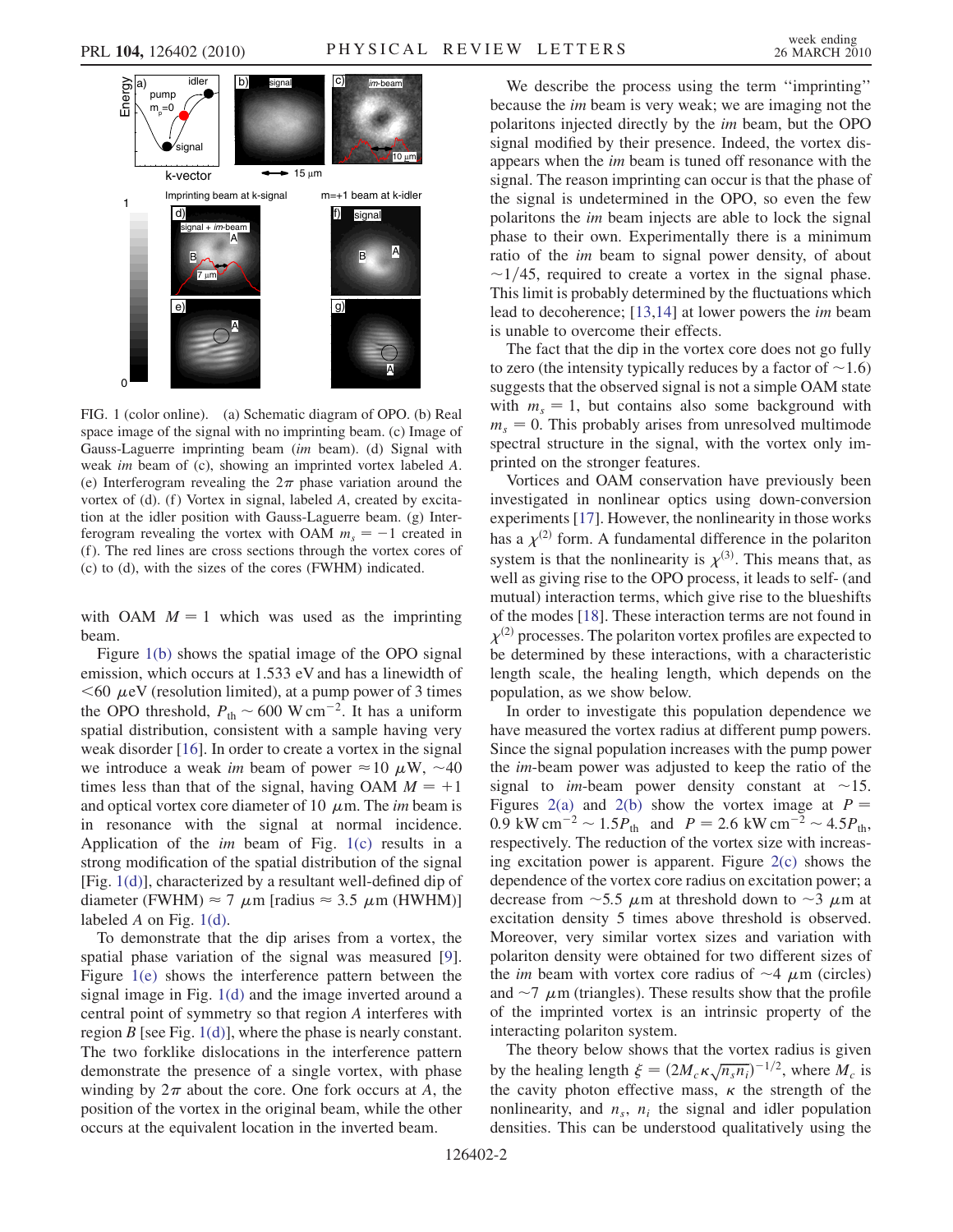FIG. 1 (color online). (a) Schematic diagram of OPO. (b) Real space image of the signal with no imprinting beam. (c) Image of Gauss-Laguerre imprinting beam (*im* beam). (d) Signal with weak *im* beam of (c), showing an imprinted vortex labeled *A*. (e) Interferogram revealing the $2\pi$ phase variation around the vortex of (d). (f) Vortex in signal, labeled *A*, created by excitation at the idler position with Gauss-Laguerre beam. (g) Interferogram revealing the vortex with OAM $m_s = -1$ created in (f). The red lines are cross sections through the vortex cores of (c) to (d), with the sizes of the cores (FWHM) indicated.

with OAM $M = 1$ which was used as the imprinting beam.

Figure 1(b) shows the spatial image of the OPO signal emission, which occurs at 1.533 eV and has a linewidth of $<60$ $\mu$eV (resolution limited), at a pump power of 3 times the OPO threshold, $P_{\rm th} \sim 600$ W cm$^{-2}$. It has a uniform spatial distribution, consistent with a sample having very weak disorder [16]. In order to create a vortex in the signal we introduce a weak *im* beam of power $\approx 10$ $\mu$W, $\sim 40$ times less than that of the signal, having OAM $M = +1$ and optical vortex core diameter of 10 $\mu$m. The *im* beam is in resonance with the signal at normal incidence. Application of the *im* beam of Fig. 1(c) results in a strong modification of the spatial distribution of the signal [Fig. 1(d)], characterized by a resultant well-defined dip of diameter (FWHM) $\approx 7$ $\mu$m [radius $\approx 3.5$ $\mu$m (HWHM)] labeled *A* on Fig. 1(d).

To demonstrate that the dip arises from a vortex, the spatial phase variation of the signal was measured [9]. Figure 1(e) shows the interference pattern between the signal image in Fig. 1(d) and the image inverted around a central point of symmetry so that region *A* interferes with region *B* [see Fig. 1(d)], where the phase is nearly constant. The two forklike dislocations in the interference pattern demonstrate the presence of a single vortex, with phase winding by $2\pi$ about the core. One fork occurs at *A*, the position of the vortex in the original beam, while the other occurs at the equivalent location in the inverted beam.

We describe the process using the term "imprinting" because the *im* beam is very weak; we are imaging not the polaritons injected directly by the *im* beam, but the OPO signal modified by their presence. Indeed, the vortex disappears when the *im* beam is tuned off resonance with the signal. The reason imprinting can occur is that the phase of the signal is undetermined in the OPO, so even the few polaritons the *im* beam injects are able to lock the signal phase to their own. Experimentally there is a minimum ratio of the *im* beam to signal power density, of about $\sim 1/45$, required to create a vortex in the signal phase. This limit is probably determined by the fluctuations which lead to decoherence; [13,14] at lower powers the *im* beam is unable to overcome their effects.

The fact that the dip in the vortex core does not go fully to zero (the intensity typically reduces by a factor of $\sim 1.6$) suggests that the observed signal is not a simple OAM state with $m_s = 1$, but contains also some background with $m_s = 0$. This probably arises from unresolved multimode spectral structure in the signal, with the vortex only imprinted on the stronger features.

Vortices and OAM conservation have previously been investigated in nonlinear optics using down-conversion experiments [17]. However, the nonlinearity in those works has a $\chi^{(2)}$ form. A fundamental difference in the polariton system is that the nonlinearity is $\chi^{(3)}$. This means that, as well as giving rise to the OPO process, it leads to self- (and mutual) interaction terms, which give rise to the blueshifts of the modes [18]. These interaction terms are not found in $\chi^{(2)}$ processes. The polariton vortex profiles are expected to be determined by these interactions, with a characteristic length scale, the healing length, which depends on the population, as we show below.

In order to investigate this population dependence we have measured the vortex radius at different pump powers. Since the signal population increases with the pump power the *im*-beam power was adjusted to keep the ratio of the signal to *im*-beam power density constant at $\sim 15$. Figures 2(a) and 2(b) show the vortex image at $P = 0.9$ kW cm$^{-2}$ $\sim 1.5P_{\rm th}$ and $P = 2.6$ kW cm$^{-2}$ $\sim 4.5P_{\rm th}$, respectively. The reduction of the vortex size with increasing excitation power is apparent. Figure 2(c) shows the dependence of the vortex core radius on excitation power; a decrease from $\sim 5.5$ $\mu$m at threshold down to $\sim 3$ $\mu$m at excitation density 5 times above threshold is observed. Moreover, very similar vortex sizes and variation with polariton density were obtained for two different sizes of the *im* beam with vortex core radius of $\sim 4$ $\mu$m (circles) and $\sim 7$ $\mu$m (triangles). These results show that the profile of the imprinted vortex is an intrinsic property of the interacting polariton system.

The theory below shows that the vortex radius is given by the healing length $\xi = (2M_c\kappa\sqrt{n_s n_i})^{-1/2}$, where $M_c$ is the cavity photon effective mass, $\kappa$ the strength of the nonlinearity, and $n_s$, $n_i$ the signal and idler population densities. This can be understood qualitatively using the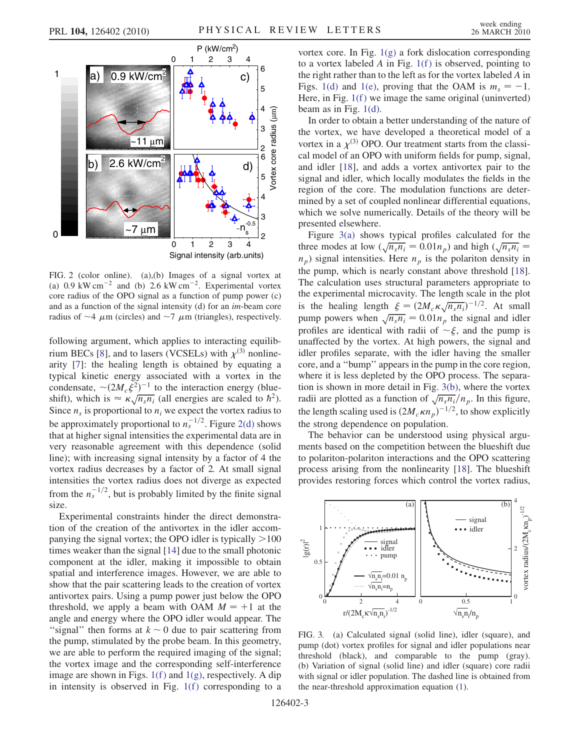FIG. 2 (color online). (a),(b) Images of a signal vortex at (a) 0.9 kW cm$^{-2}$ and (b) 2.6 kW cm$^{-2}$. Experimental vortex core radius of the OPO signal as a function of pump power (c) and as a function of the signal intensity (d) for an *im*-beam core radius of ~4 $\mu$m (circles) and ~7 $\mu$m (triangles), respectively.

following argument, which applies to interacting equilibrium BECs [8], and to lasers (VCSELs) with $\chi^{(3)}$ nonlinearity [7]: the healing length is obtained by equating a typical kinetic energy associated with a vortex in the condensate, $\sim(2M_c\xi^2)^{-1}$ to the interaction energy (blueshift), which is $\approx \kappa\sqrt{n_s n_i}$ (all energies are scaled to $\hbar^2$). Since $n_s$ is proportional to $n_i$ we expect the vortex radius to be approximately proportional to $n_s^{-1/2}$. Figure 2(d) shows that at higher signal intensities the experimental data are in very reasonable agreement with this dependence (solid line); with increasing signal intensity by a factor of 4 the vortex radius decreases by a factor of 2. At small signal intensities the vortex radius does not diverge as expected from the $n_s^{-1/2}$, but is probably limited by the finite signal size.

Experimental constraints hinder the direct demonstration of the creation of the antivortex in the idler accompanying the signal vortex; the OPO idler is typically >100 times weaker than the signal [14] due to the small photonic component at the idler, making it impossible to obtain spatial and interference images. However, we are able to show that the pair scattering leads to the creation of vortex antivortex pairs. Using a pump power just below the OPO threshold, we apply a beam with OAM $M = +1$ at the angle and energy where the OPO idler would appear. The "signal" then forms at $k \sim 0$ due to pair scattering from the pump, stimulated by the probe beam. In this geometry, we are able to perform the required imaging of the signal; the vortex image and the corresponding self-interference image are shown in Figs. 1(f) and 1(g), respectively. A dip in intensity is observed in Fig. 1(f) corresponding to a vortex core. In Fig. 1(g) a fork dislocation corresponding to a vortex labeled *A* in Fig. 1(f) is observed, pointing to the right rather than to the left as for the vortex labeled *A* in Figs. 1(d) and 1(e), proving that the OAM is $m_s = -1$. Here, in Fig. 1(f) we image the same original (uninverted) beam as in Fig. 1(d).

In order to obtain a better understanding of the nature of the vortex, we have developed a theoretical model of a vortex in a $\chi^{(3)}$ OPO. Our treatment starts from the classical model of an OPO with uniform fields for pump, signal, and idler [18], and adds a vortex antivortex pair to the signal and idler, which locally modulates the fields in the region of the core. The modulation functions are determined by a set of coupled nonlinear differential equations, which we solve numerically. Details of the theory will be presented elsewhere.

Figure 3(a) shows typical profiles calculated for the three modes at low ($\sqrt{n_s n_i} = 0.01 n_p$) and high ($\sqrt{n_s n_i} = n_p$) signal intensities. Here $n_p$ is the polariton density in the pump, which is nearly constant above threshold [18]. The calculation uses structural parameters appropriate to the experimental microcavity. The length scale in the plot is the healing length $\xi = (2M_c\kappa\sqrt{n_s n_i})^{-1/2}$. At small pump powers when $\sqrt{n_s n_i} = 0.01 n_p$ the signal and idler profiles are identical with radii of $\sim\xi$, and the pump is unaffected by the vortex. At high powers, the signal and idler profiles separate, with the idler having the smaller core, and a "bump" appears in the pump in the core region, where it is less depleted by the OPO process. The separation is shown in more detail in Fig. 3(b), where the vortex radii are plotted as a function of $\sqrt{n_s n_i}/n_p$. In this figure, the length scaling used is $(2M_c\kappa n_p)^{-1/2}$, to show explicitly the strong dependence on population.

The behavior can be understood using physical arguments based on the competition between the blueshift due to polariton-polariton interactions and the OPO scattering process arising from the nonlinearity [18]. The blueshift provides restoring forces which control the vortex radius,

FIG. 3. (a) Calculated signal (solid line), idler (square), and pump (dot) vortex profiles for signal and idler populations near threshold (black), and comparable to the pump (gray). (b) Variation of signal (solid line) and idler (square) core radii with signal or idler population. The dashed line is obtained from the near-threshold approximation equation (1).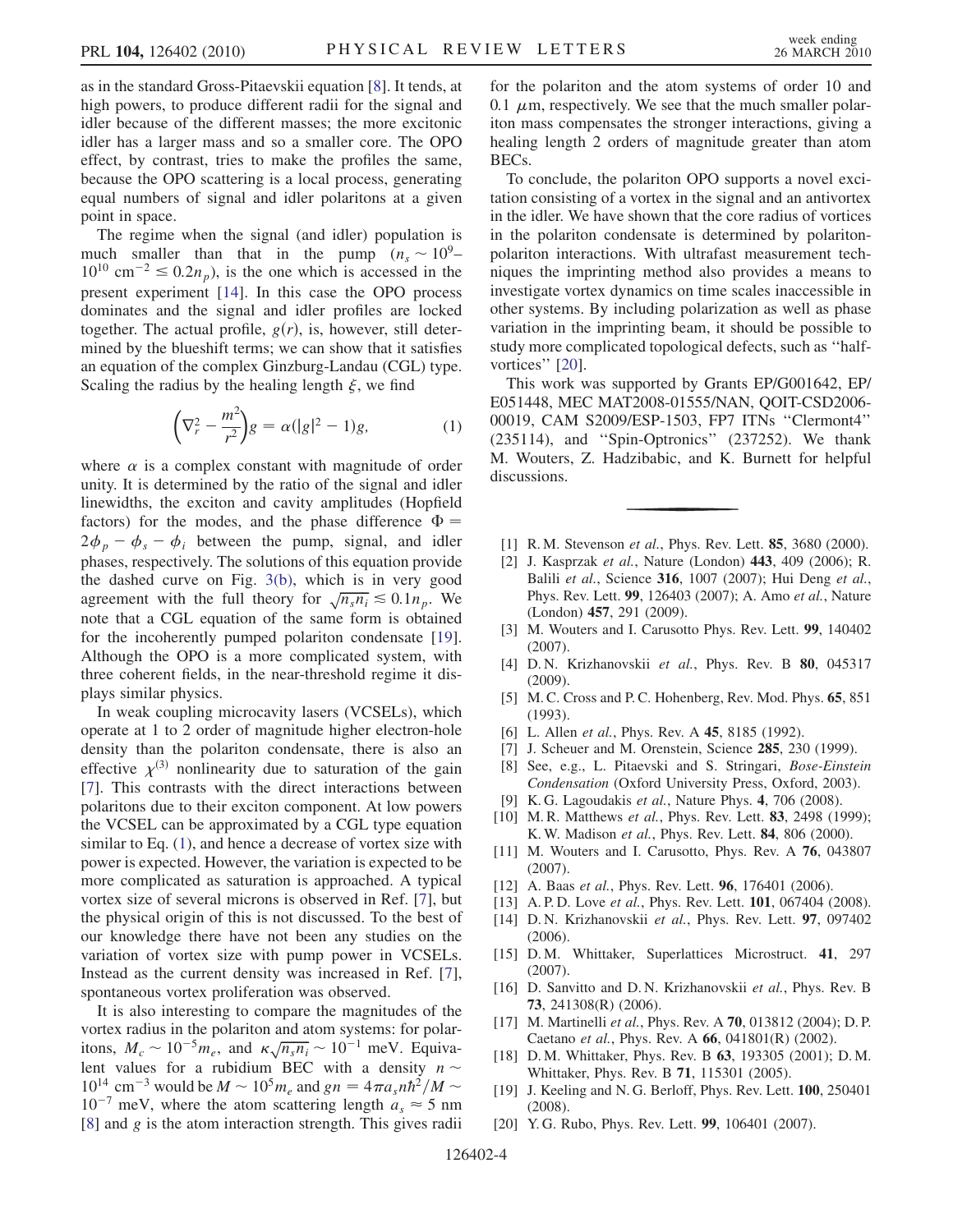as in the standard Gross-Pitaevskii equation [8]. It tends, at high powers, to produce different radii for the signal and idler because of the different masses; the more excitonic idler has a larger mass and so a smaller core. The OPO effect, by contrast, tries to make the profiles the same, because the OPO scattering is a local process, generating equal numbers of signal and idler polaritons at a given point in space.

The regime when the signal (and idler) population is much smaller than that in the pump ($n_s \sim 10^9$–$10^{10}$ cm$^{-2} \leq 0.2 n_p$), is the one which is accessed in the present experiment [14]. In this case the OPO process dominates and the signal and idler profiles are locked together. The actual profile, $g(r)$, is, however, still determined by the blueshift terms; we can show that it satisfies an equation of the complex Ginzburg-Landau (CGL) type. Scaling the radius by the healing length $\xi$, we find

$$\left(\nabla_r^2 - \frac{m^2}{r^2}\right) g = \alpha(|g|^2 - 1) g, \tag{1}$$

where $\alpha$ is a complex constant with magnitude of order unity. It is determined by the ratio of the signal and idler linewidths, the exciton and cavity amplitudes (Hopfield factors) for the modes, and the phase difference $\Phi = 2\phi_p - \phi_s - \phi_i$ between the pump, signal, and idler phases, respectively. The solutions of this equation provide the dashed curve on Fig. 3(b), which is in very good agreement with the full theory for $\sqrt{n_s n_i} \lesssim 0.1 n_p$. We note that a CGL equation of the same form is obtained for the incoherently pumped polariton condensate [19]. Although the OPO is a more complicated system, with three coherent fields, in the near-threshold regime it displays similar physics.

In weak coupling microcavity lasers (VCSELs), which operate at 1 to 2 order of magnitude higher electron-hole density than the polariton condensate, there is also an effective $\chi^{(3)}$ nonlinearity due to saturation of the gain [7]. This contrasts with the direct interactions between polaritons due to their exciton component. At low powers the VCSEL can be approximated by a CGL type equation similar to Eq. (1), and hence a decrease of vortex size with power is expected. However, the variation is expected to be more complicated as saturation is approached. A typical vortex size of several microns is observed in Ref. [7], but the physical origin of this is not discussed. To the best of our knowledge there have not been any studies on the variation of vortex size with pump power in VCSELs. Instead as the current density was increased in Ref. [7], spontaneous vortex proliferation was observed.

It is also interesting to compare the magnitudes of the vortex radius in the polariton and atom systems: for polaritons, $M_c \sim 10^{-5} m_e$, and $\kappa\sqrt{n_s n_i} \sim 10^{-1}$ meV. Equivalent values for a rubidium BEC with a density $n \sim 10^{14}$ cm$^{-3}$ would be $M \sim 10^5 m_e$ and $gn = 4\pi a_s n \hbar^2 / M \sim 10^{-7}$ meV, where the atom scattering length $a_s \approx 5$ nm [8] and $g$ is the atom interaction strength. This gives radii for the polariton and the atom systems of order 10 and 0.1 $\mu$m, respectively. We see that the much smaller polariton mass compensates the stronger interactions, giving a healing length 2 orders of magnitude greater than atom BECs.

To conclude, the polariton OPO supports a novel excitation consisting of a vortex in the signal and an antivortex in the idler. We have shown that the core radius of vortices in the polariton condensate is determined by polariton-polariton interactions. With ultrafast measurement techniques the imprinting method also provides a means to investigate vortex dynamics on time scales inaccessible in other systems. By including polarization as well as phase variation in the imprinting beam, it should be possible to study more complicated topological defects, such as "half-vortices" [20].

This work was supported by Grants EP/G001642, EP/E051448, MEC MAT2008-01555/NAN, QOIT-CSD2006-00019, CAM S2009/ESP-1503, FP7 ITNs "Clermont4" (235114), and "Spin-Optronics" (237252). We thank M. Wouters, Z. Hadzibabic, and K. Burnett for helpful discussions.

---

[1] R. M. Stevenson *et al.*, Phys. Rev. Lett. **85**, 3680 (2000).
[2] J. Kasprzak *et al.*, Nature (London) **443**, 409 (2006); R. Balili *et al.*, Science **316**, 1007 (2007); Hui Deng *et al.*, Phys. Rev. Lett. **99**, 126403 (2007); A. Amo *et al.*, Nature (London) **457**, 291 (2009).
[3] M. Wouters and I. Carusotto Phys. Rev. Lett. **99**, 140402 (2007).
[4] D. N. Krizhanovskii *et al.*, Phys. Rev. B **80**, 045317 (2009).
[5] M. C. Cross and P. C. Hohenberg, Rev. Mod. Phys. **65**, 851 (1993).
[6] L. Allen *et al.*, Phys. Rev. A **45**, 8185 (1992).
[7] J. Scheuer and M. Orenstein, Science **285**, 230 (1999).
[8] See, e.g., L. Pitaevski and S. Stringari, *Bose-Einstein Condensation* (Oxford University Press, Oxford, 2003).
[9] K. G. Lagoudakis *et al.*, Nature Phys. **4**, 706 (2008).
[10] M. R. Matthews *et al.*, Phys. Rev. Lett. **83**, 2498 (1999); K. W. Madison *et al.*, Phys. Rev. Lett. **84**, 806 (2000).
[11] M. Wouters and I. Carusotto, Phys. Rev. A **76**, 043807 (2007).
[12] A. Baas *et al.*, Phys. Rev. Lett. **96**, 176401 (2006).
[13] A. P. D. Love *et al.*, Phys. Rev. Lett. **101**, 067404 (2008).
[14] D. N. Krizhanovskii *et al.*, Phys. Rev. Lett. **97**, 097402 (2006).
[15] D. M. Whittaker, Superlattices Microstruct. **41**, 297 (2007).
[16] D. Sanvitto and D. N. Krizhanovskii *et al.*, Phys. Rev. B **73**, 241308(R) (2006).
[17] M. Martinelli *et al.*, Phys. Rev. A **70**, 013812 (2004); D. P. Caetano *et al.*, Phys. Rev. A **66**, 041801(R) (2002).
[18] D. M. Whittaker, Phys. Rev. B **63**, 193305 (2001); D. M. Whittaker, Phys. Rev. B **71**, 115301 (2005).
[19] J. Keeling and N. G. Berloff, Phys. Rev. Lett. **100**, 250401 (2008).
[20] Y. G. Rubo, Phys. Rev. Lett. **99**, 106401 (2007).